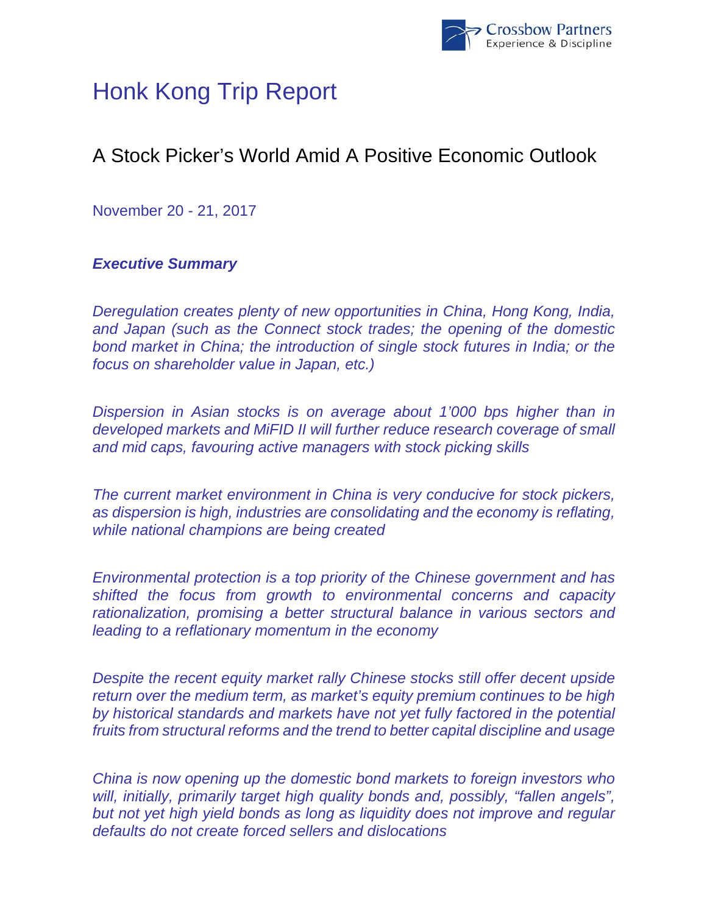# Honk Kong Trip Report

## A Stock Picker's World Amid A Positive Economic Outlook

November 20 - 21, 2017

***Executive Summary***

*Deregulation creates plenty of new opportunities in China, Hong Kong, India, and Japan (such as the Connect stock trades; the opening of the domestic bond market in China; the introduction of single stock futures in India; or the focus on shareholder value in Japan, etc.)*

*Dispersion in Asian stocks is on average about 1'000 bps higher than in developed markets and MiFID II will further reduce research coverage of small and mid caps, favouring active managers with stock picking skills*

*The current market environment in China is very conducive for stock pickers, as dispersion is high, industries are consolidating and the economy is reflating, while national champions are being created*

*Environmental protection is a top priority of the Chinese government and has shifted the focus from growth to environmental concerns and capacity rationalization, promising a better structural balance in various sectors and leading to a reflationary momentum in the economy*

*Despite the recent equity market rally Chinese stocks still offer decent upside return over the medium term, as market's equity premium continues to be high by historical standards and markets have not yet fully factored in the potential fruits from structural reforms and the trend to better capital discipline and usage*

*China is now opening up the domestic bond markets to foreign investors who will, initially, primarily target high quality bonds and, possibly, "fallen angels", but not yet high yield bonds as long as liquidity does not improve and regular defaults do not create forced sellers and dislocations*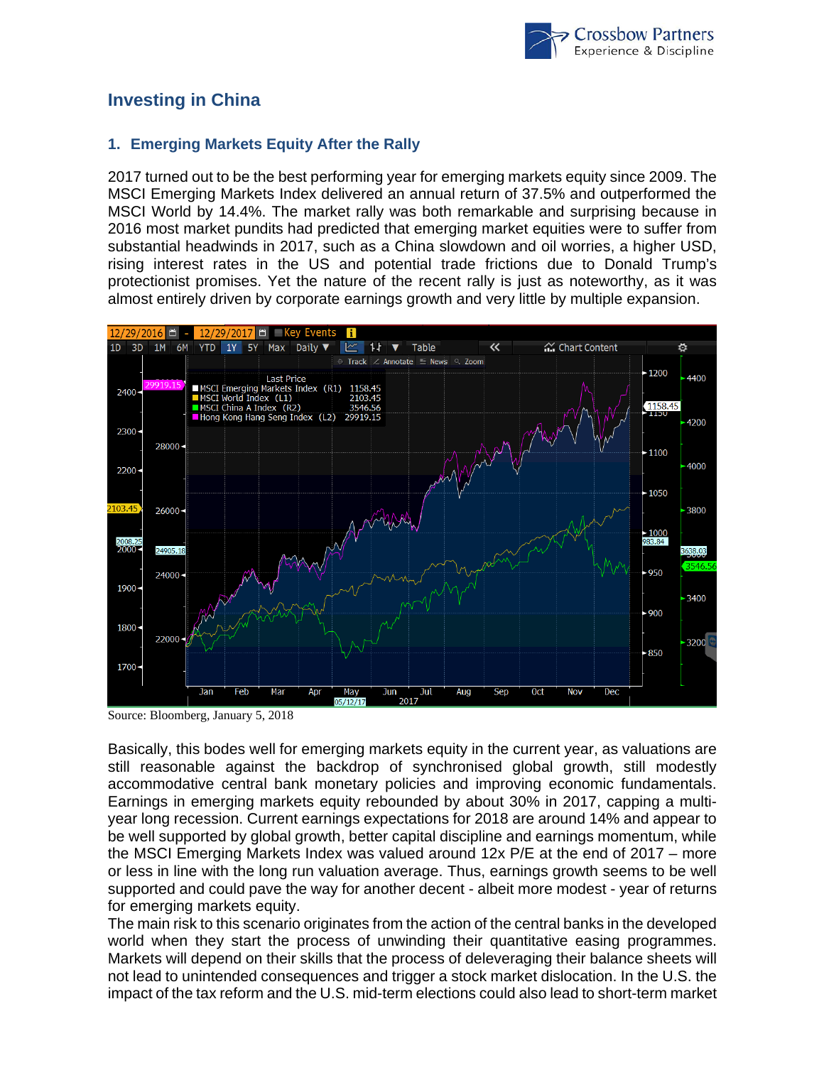## Investing in China

### 1. Emerging Markets Equity After the Rally

2017 turned out to be the best performing year for emerging markets equity since 2009. The MSCI Emerging Markets Index delivered an annual return of 37.5% and outperformed the MSCI World by 14.4%. The market rally was both remarkable and surprising because in 2016 most market pundits had predicted that emerging market equities were to suffer from substantial headwinds in 2017, such as a China slowdown and oil worries, a higher USD, rising interest rates in the US and potential trade frictions due to Donald Trump's protectionist promises. Yet the nature of the recent rally is just as noteworthy, as it was almost entirely driven by corporate earnings growth and very little by multiple expansion.

Source: Bloomberg, January 5, 2018

Basically, this bodes well for emerging markets equity in the current year, as valuations are still reasonable against the backdrop of synchronised global growth, still modestly accommodative central bank monetary policies and improving economic fundamentals. Earnings in emerging markets equity rebounded by about 30% in 2017, capping a multi-year long recession. Current earnings expectations for 2018 are around 14% and appear to be well supported by global growth, better capital discipline and earnings momentum, while the MSCI Emerging Markets Index was valued around 12x P/E at the end of 2017 – more or less in line with the long run valuation average. Thus, earnings growth seems to be well supported and could pave the way for another decent - albeit more modest - year of returns for emerging markets equity.

The main risk to this scenario originates from the action of the central banks in the developed world when they start the process of unwinding their quantitative easing programmes. Markets will depend on their skills that the process of deleveraging their balance sheets will not lead to unintended consequences and trigger a stock market dislocation. In the U.S. the impact of the tax reform and the U.S. mid-term elections could also lead to short-term market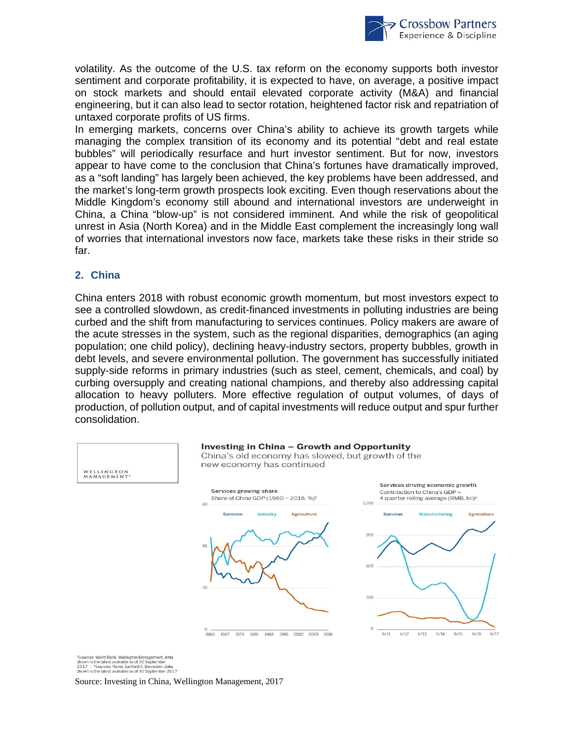volatility. As the outcome of the U.S. tax reform on the economy supports both investor sentiment and corporate profitability, it is expected to have, on average, a positive impact on stock markets and should entail elevated corporate activity (M&A) and financial engineering, but it can also lead to sector rotation, heightened factor risk and repatriation of untaxed corporate profits of US firms.

In emerging markets, concerns over China's ability to achieve its growth targets while managing the complex transition of its economy and its potential "debt and real estate bubbles" will periodically resurface and hurt investor sentiment. But for now, investors appear to have come to the conclusion that China's fortunes have dramatically improved, as a "soft landing" has largely been achieved, the key problems have been addressed, and the market's long-term growth prospects look exciting. Even though reservations about the Middle Kingdom's economy still abound and international investors are underweight in China, a China "blow-up" is not considered imminent. And while the risk of geopolitical unrest in Asia (North Korea) and in the Middle East complement the increasingly long wall of worries that international investors now face, markets take these risks in their stride so far.

## 2. China

China enters 2018 with robust economic growth momentum, but most investors expect to see a controlled slowdown, as credit-financed investments in polluting industries are being curbed and the shift from manufacturing to services continues. Policy makers are aware of the acute stresses in the system, such as the regional disparities, demographics (an aging population; one child policy), declining heavy-industry sectors, property bubbles, growth in debt levels, and severe environmental pollution. The government has successfully initiated supply-side reforms in primary industries (such as steel, cement, chemicals, and coal) by curbing oversupply and creating national champions, and thereby also addressing capital allocation to heavy polluters. More effective regulation of output volumes, of days of production, of pollution output, and of capital investments will reduce output and spur further consolidation.

WELLINGTON MANAGEMENT

**Investing in China – Growth and Opportunity**

China's old economy has slowed, but growth of the new economy has continued

Services growing share
Share of China GDP (1960 – 2016, %)[1]

Services driving economic growth
Contribution to China's GDP – 4 quarter rolling average (RMB, bil)[2]

[1]Sources: World Bank, Wellington Management, data shown is the latest available as of 30 September 2017 | [2]Sources: Haver, Sanford C. Bernstein, data shown is the latest available as of 30 September 2017

Source: Investing in China, Wellington Management, 2017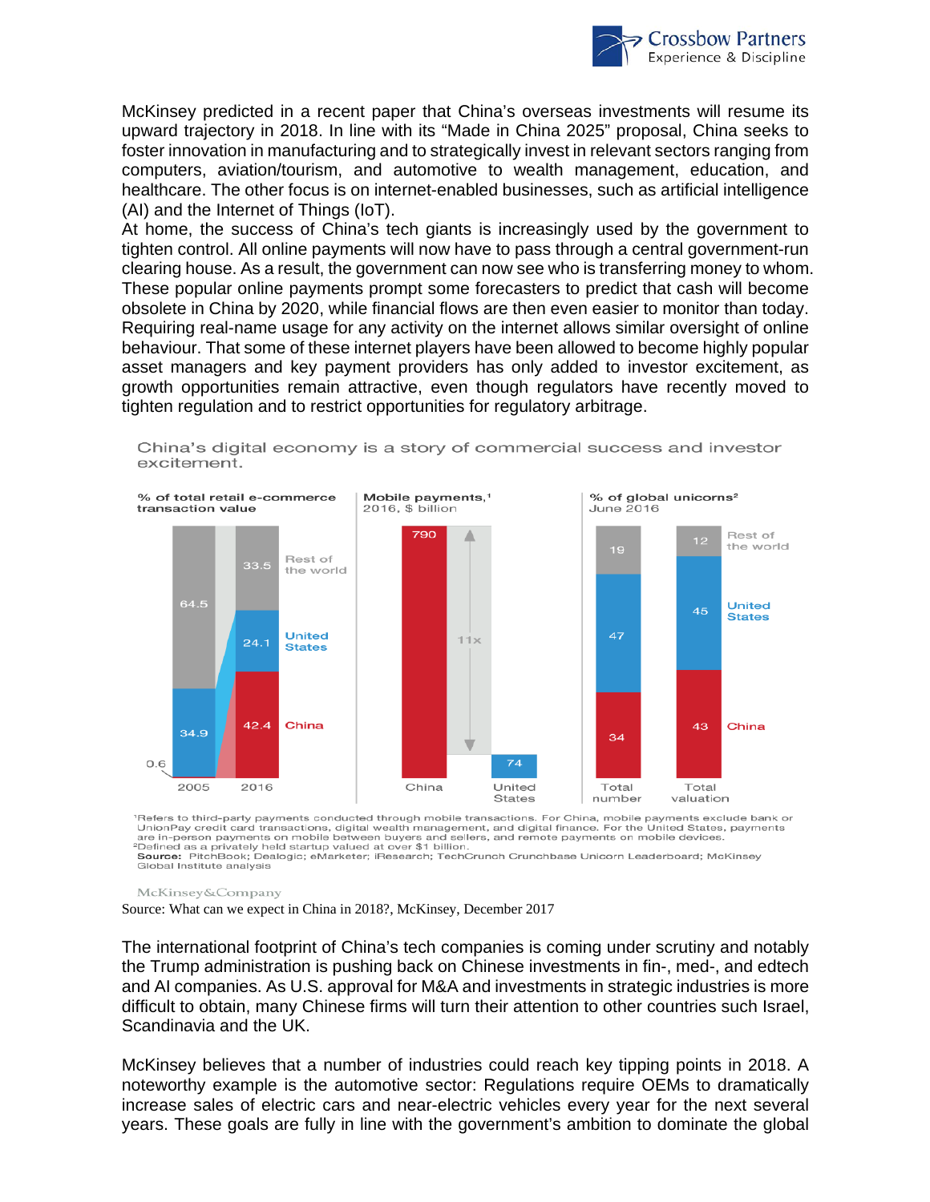McKinsey predicted in a recent paper that China's overseas investments will resume its upward trajectory in 2018. In line with its "Made in China 2025" proposal, China seeks to foster innovation in manufacturing and to strategically invest in relevant sectors ranging from computers, aviation/tourism, and automotive to wealth management, education, and healthcare. The other focus is on internet-enabled businesses, such as artificial intelligence (AI) and the Internet of Things (IoT).

At home, the success of China's tech giants is increasingly used by the government to tighten control. All online payments will now have to pass through a central government-run clearing house. As a result, the government can now see who is transferring money to whom. These popular online payments prompt some forecasters to predict that cash will become obsolete in China by 2020, while financial flows are then even easier to monitor than today. Requiring real-name usage for any activity on the internet allows similar oversight of online behaviour. That some of these internet players have been allowed to become highly popular asset managers and key payment providers has only added to investor excitement, as growth opportunities remain attractive, even though regulators have recently moved to tighten regulation and to restrict opportunities for regulatory arbitrage.

China's digital economy is a story of commercial success and investor excitement.

**% of total retail e-commerce transaction value**

| | 2005 | 2016 |
|---|---|---|
| Rest of the world | 64.5 | 33.5 |
| United States | 34.9 | 24.1 |
| China | 0.6 | 42.4 |

**Mobile payments,[1]** 2016, $ billion

| China | United States |
|---|---|
| 790 | 74 |

11x

**% of global unicorns[2]** June 2016

| | Total number | Total valuation |
|---|---|---|
| Rest of the world | 19 | 12 |
| United States | 47 | 45 |
| China | 34 | 43 |

[1]Refers to third-party payments conducted through mobile transactions. For China, mobile payments exclude bank or UnionPay credit card transactions, digital wealth management, and digital finance. For the United States, payments are in-person payments on mobile between buyers and sellers, and remote payments on mobile devices.
[2]Defined as a privately held startup valued at over $1 billion.
**Source:** PitchBook; Dealogic; eMarketer; iResearch; TechCrunch Crunchbase Unicorn Leaderboard; McKinsey Global Institute analysis

McKinsey&Company

Source: What can we expect in China in 2018?, McKinsey, December 2017

The international footprint of China's tech companies is coming under scrutiny and notably the Trump administration is pushing back on Chinese investments in fin-, med-, and edtech and AI companies. As U.S. approval for M&A and investments in strategic industries is more difficult to obtain, many Chinese firms will turn their attention to other countries such Israel, Scandinavia and the UK.

McKinsey believes that a number of industries could reach key tipping points in 2018. A noteworthy example is the automotive sector: Regulations require OEMs to dramatically increase sales of electric cars and near-electric vehicles every year for the next several years. These goals are fully in line with the government's ambition to dominate the global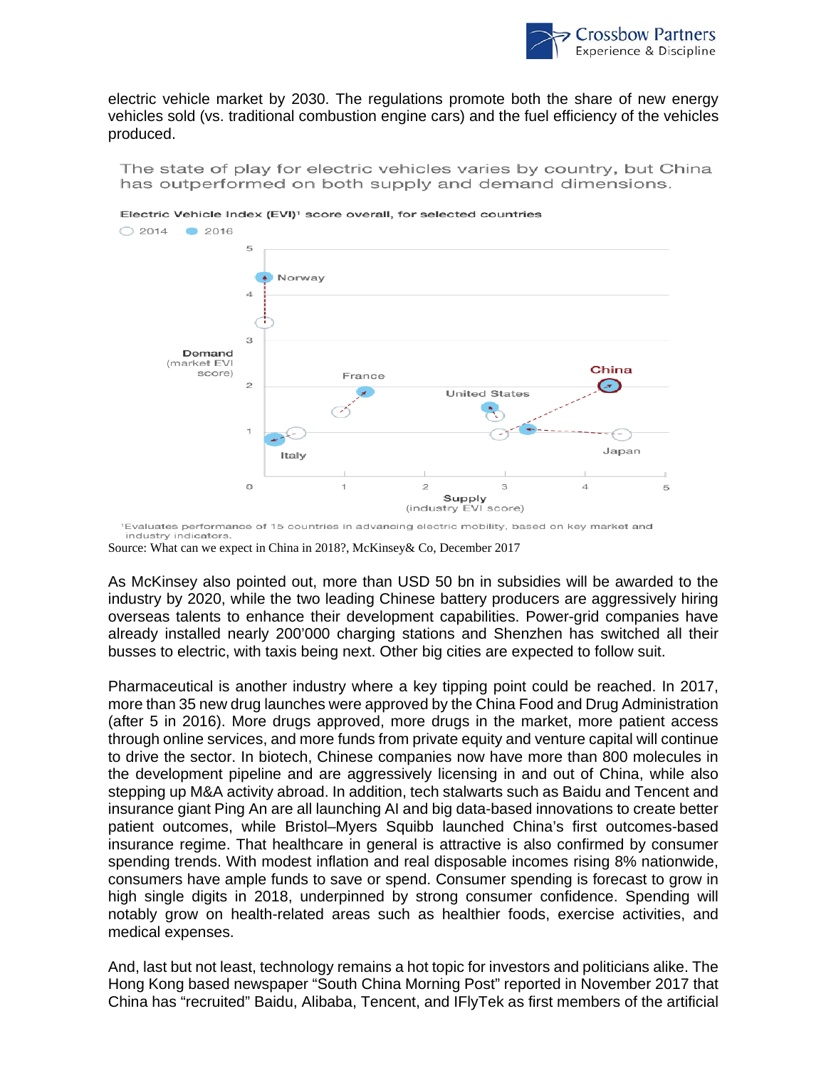electric vehicle market by 2030. The regulations promote both the share of new energy vehicles sold (vs. traditional combustion engine cars) and the fuel efficiency of the vehicles produced.

The state of play for electric vehicles varies by country, but China has outperformed on both supply and demand dimensions.

Electric Vehicle Index (EVI)[1] score overall, for selected countries

○ 2014 ● 2016

[1]Evaluates performance of 15 countries in advancing electric mobility, based on key market and industry indicators.

Source: What can we expect in China in 2018?, McKinsey& Co, December 2017

As McKinsey also pointed out, more than USD 50 bn in subsidies will be awarded to the industry by 2020, while the two leading Chinese battery producers are aggressively hiring overseas talents to enhance their development capabilities. Power-grid companies have already installed nearly 200'000 charging stations and Shenzhen has switched all their busses to electric, with taxis being next. Other big cities are expected to follow suit.

Pharmaceutical is another industry where a key tipping point could be reached. In 2017, more than 35 new drug launches were approved by the China Food and Drug Administration (after 5 in 2016). More drugs approved, more drugs in the market, more patient access through online services, and more funds from private equity and venture capital will continue to drive the sector. In biotech, Chinese companies now have more than 800 molecules in the development pipeline and are aggressively licensing in and out of China, while also stepping up M&A activity abroad. In addition, tech stalwarts such as Baidu and Tencent and insurance giant Ping An are all launching AI and big data-based innovations to create better patient outcomes, while Bristol–Myers Squibb launched China's first outcomes-based insurance regime. That healthcare in general is attractive is also confirmed by consumer spending trends. With modest inflation and real disposable incomes rising 8% nationwide, consumers have ample funds to save or spend. Consumer spending is forecast to grow in high single digits in 2018, underpinned by strong consumer confidence. Spending will notably grow on health-related areas such as healthier foods, exercise activities, and medical expenses.

And, last but not least, technology remains a hot topic for investors and politicians alike. The Hong Kong based newspaper "South China Morning Post" reported in November 2017 that China has "recruited" Baidu, Alibaba, Tencent, and IFlyTek as first members of the artificial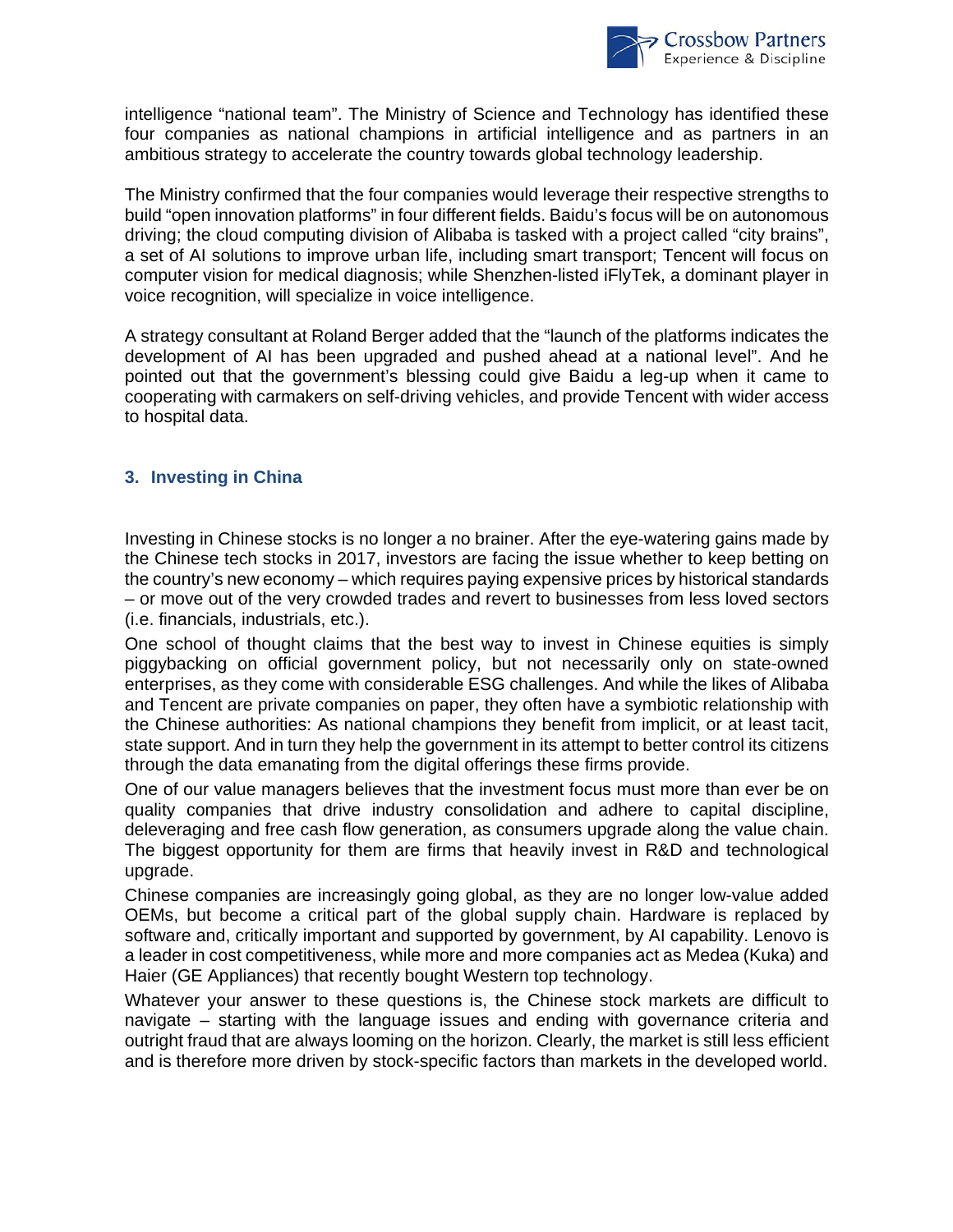intelligence "national team". The Ministry of Science and Technology has identified these four companies as national champions in artificial intelligence and as partners in an ambitious strategy to accelerate the country towards global technology leadership.

The Ministry confirmed that the four companies would leverage their respective strengths to build "open innovation platforms" in four different fields. Baidu's focus will be on autonomous driving; the cloud computing division of Alibaba is tasked with a project called "city brains", a set of AI solutions to improve urban life, including smart transport; Tencent will focus on computer vision for medical diagnosis; while Shenzhen-listed iFlyTek, a dominant player in voice recognition, will specialize in voice intelligence.

A strategy consultant at Roland Berger added that the "launch of the platforms indicates the development of AI has been upgraded and pushed ahead at a national level". And he pointed out that the government's blessing could give Baidu a leg-up when it came to cooperating with carmakers on self-driving vehicles, and provide Tencent with wider access to hospital data.

## 3. Investing in China

Investing in Chinese stocks is no longer a no brainer. After the eye-watering gains made by the Chinese tech stocks in 2017, investors are facing the issue whether to keep betting on the country's new economy – which requires paying expensive prices by historical standards – or move out of the very crowded trades and revert to businesses from less loved sectors (i.e. financials, industrials, etc.).

One school of thought claims that the best way to invest in Chinese equities is simply piggybacking on official government policy, but not necessarily only on state-owned enterprises, as they come with considerable ESG challenges. And while the likes of Alibaba and Tencent are private companies on paper, they often have a symbiotic relationship with the Chinese authorities: As national champions they benefit from implicit, or at least tacit, state support. And in turn they help the government in its attempt to better control its citizens through the data emanating from the digital offerings these firms provide.

One of our value managers believes that the investment focus must more than ever be on quality companies that drive industry consolidation and adhere to capital discipline, deleveraging and free cash flow generation, as consumers upgrade along the value chain. The biggest opportunity for them are firms that heavily invest in R&D and technological upgrade.

Chinese companies are increasingly going global, as they are no longer low-value added OEMs, but become a critical part of the global supply chain. Hardware is replaced by software and, critically important and supported by government, by AI capability. Lenovo is a leader in cost competitiveness, while more and more companies act as Medea (Kuka) and Haier (GE Appliances) that recently bought Western top technology.

Whatever your answer to these questions is, the Chinese stock markets are difficult to navigate – starting with the language issues and ending with governance criteria and outright fraud that are always looming on the horizon. Clearly, the market is still less efficient and is therefore more driven by stock-specific factors than markets in the developed world.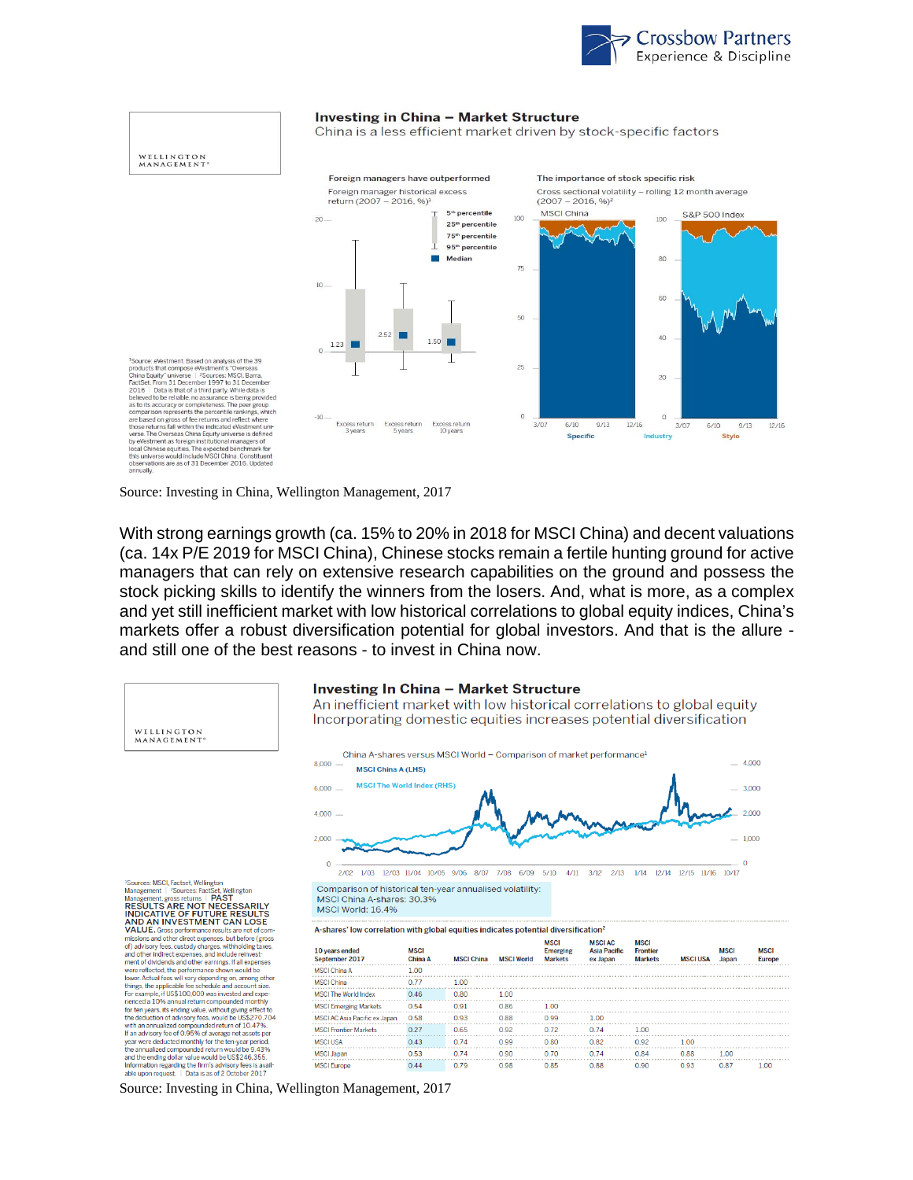## Investing in China – Market Structure

China is a less efficient market driven by stock-specific factors

WELLINGTON MANAGEMENT®

Foreign managers have outperformed

Foreign manager historical excess return (2007 – 2016, %)[1]

5th percentile
25th percentile
75th percentile
95th percentile
Median

20
10
0
-10

1.23
2.52
1.50

Excess return 3 years
Excess return 5 years
Excess return 10 years

The importance of stock specific risk

Cross sectional volatility – rolling 12 month average (2007 – 2016, %)[2]

MSCI China
S&P 500 Index

100
75
50
25
0

100
80
60
40
20
0

3/07 6/10 9/13 12/16
3/07 6/10 9/13 12/16

Specific
Industry
Style

[1]Source: eVestment. Based on analysis of the 39 products that compose eVestment's "Overseas China Equity" universe | [2]Sources: MSCI, Barra, FactSet. From 31 December 1997 to 31 December 2016 | Data is that of a third party. While data is believed to be reliable, no assurance is being provided as to its accuracy or completeness. The peer group comparison represents the percentile rankings, which are based on gross of fee returns and reflect where those returns fall within the indicated eVestment universe. The Overseas China Equity universe is defined by eVestment as foreign institutional managers of local Chinese equities. The expected benchmark for this universe would include MSCI China. Constituent observations are as of 31 December 2016. Updated annually.

Source: Investing in China, Wellington Management, 2017

With strong earnings growth (ca. 15% to 20% in 2018 for MSCI China) and decent valuations (ca. 14x P/E 2019 for MSCI China), Chinese stocks remain a fertile hunting ground for active managers that can rely on extensive research capabilities on the ground and possess the stock picking skills to identify the winners from the losers. And, what is more, as a complex and yet still inefficient market with low historical correlations to global equity indices, China's markets offer a robust diversification potential for global investors. And that is the allure - and still one of the best reasons - to invest in China now.

## Investing In China – Market Structure

An inefficient market with low historical correlations to global equity

Incorporating domestic equities increases potential diversification

WELLINGTON MANAGEMENT®

China A-shares versus MSCI World – Comparison of market performance[1]

MSCI China A (LHS)
MSCI The World Index (RHS)

8,000
6,000
4,000
2,000
0

4,000
3,000
2,000
1,000
0

2/02 1/03 12/03 11/04 10/05 9/06 8/07 7/08 6/09 5/10 4/11 3/12 2/13 1/14 12/14 12/15 11/16 10/17

Comparison of historical ten-year annualised volatility:
MSCI China A-shares: 30.3%
MSCI World: 16.4%

A-shares' low correlation with global equities indicates potential diversification[2]

| 10 years ended September 2017 | MSCI China A | MSCI China | MSCI World | MSCI Emerging Markets | MSCI AC Asia Pacific ex Japan | MSCI Frontier Markets | MSCI USA | MSCI Japan | MSCI Europe |
|---|---|---|---|---|---|---|---|---|---|
| MSCI China A | 1.00 | | | | | | | | |
| MSCI China | 0.77 | 1.00 | | | | | | | |
| MSCI The World Index | 0.46 | 0.80 | 1.00 | | | | | | |
| MSCI Emerging Markets | 0.54 | 0.91 | 0.86 | 1.00 | | | | | |
| MSCI AC Asia Pacific ex Japan | 0.58 | 0.93 | 0.88 | 0.99 | 1.00 | | | | |
| MSCI Frontier Markets | 0.27 | 0.65 | 0.92 | 0.72 | 0.74 | 1.00 | | | |
| MSCI USA | 0.43 | 0.74 | 0.99 | 0.80 | 0.82 | 0.92 | 1.00 | | |
| MSCI Japan | 0.53 | 0.74 | 0.90 | 0.70 | 0.74 | 0.84 | 0.88 | 1.00 | |
| MSCI Europe | 0.44 | 0.79 | 0.98 | 0.85 | 0.88 | 0.90 | 0.93 | 0.87 | 1.00 |

[1]Sources: MSCI, Factset, Wellington Management | [2]Sources: FactSet, Wellington Management, gross returns | **PAST RESULTS ARE NOT NECESSARILY INDICATIVE OF FUTURE RESULTS AND AN INVESTMENT CAN LOSE VALUE.** Gross performance results are net of commissions and other direct expenses, but before (gross of) advisory fees, custody charges, withholding taxes, and other indirect expenses, and include reinvestment of dividends and other earnings. If all expenses were reflected, the performance shown would be lower. Actual fees will vary depending on, among other things, the applicable fee schedule and account size. For example, if US$100,000 was invested and experienced a 10% annual return compounded monthly for ten years, its ending value, without giving effect to the deduction of advisory fees, would be US$270,704 with an annualized compounded return of 10.47%. If an advisory fee of 0.95% of average net assets per year were deducted monthly for the ten-year period, the annualized compounded return would be 9.43% and the ending dollar value would be US$246,355. Information regarding the firm's advisory fees is available upon request. | Data is as of 2 October 2017

Source: Investing in China, Wellington Management, 2017